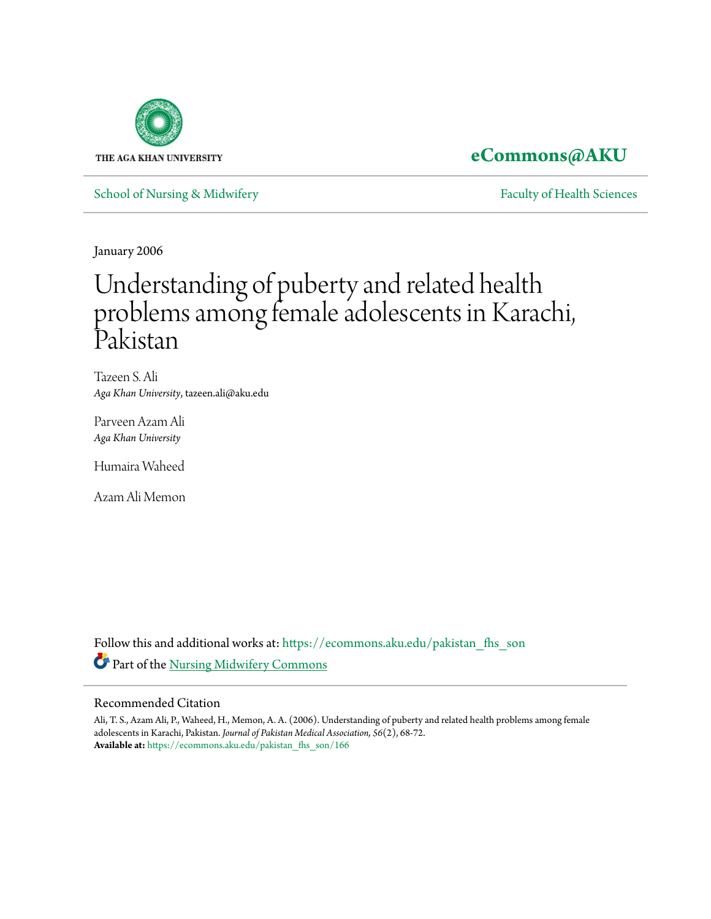THE AGA KHAN UNIVERSITY

**eCommons@AKU**

School of Nursing & Midwifery | Faculty of Health Sciences

January 2006

# Understanding of puberty and related health problems among female adolescents in Karachi, Pakistan

Tazeen S. Ali
*Aga Khan University*, tazeen.ali@aku.edu

Parveen Azam Ali
*Aga Khan University*

Humaira Waheed

Azam Ali Memon

Follow this and additional works at: https://ecommons.aku.edu/pakistan_fhs_son

Part of the Nursing Midwifery Commons

## Recommended Citation

Ali, T. S., Azam Ali, P., Waheed, H., Memon, A. A. (2006). Understanding of puberty and related health problems among female adolescents in Karachi, Pakistan. *Journal of Pakistan Medical Association, 56*(2), 68-72.
**Available at:** https://ecommons.aku.edu/pakistan_fhs_son/166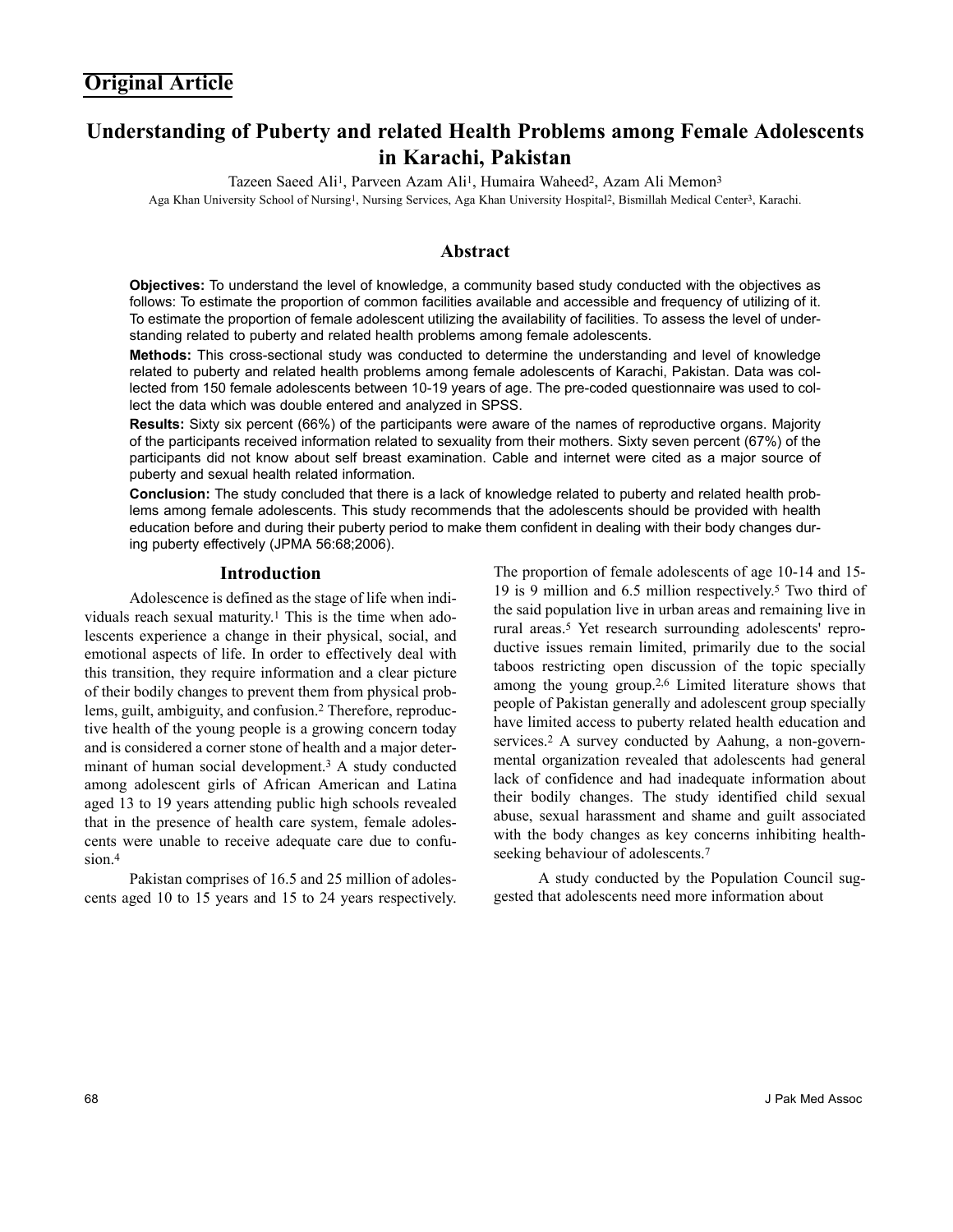## Original Article

# Understanding of Puberty and related Health Problems among Female Adolescents in Karachi, Pakistan

Tazeen Saeed Ali[1], Parveen Azam Ali[1], Humaira Waheed[2], Azam Ali Memon[3]

Aga Khan University School of Nursing[1], Nursing Services, Aga Khan University Hospital[2], Bismillah Medical Center[3], Karachi.

## Abstract

**Objectives:** To understand the level of knowledge, a community based study conducted with the objectives as follows: To estimate the proportion of common facilities available and accessible and frequency of utilizing of it. To estimate the proportion of female adolescent utilizing the availability of facilities. To assess the level of understanding related to puberty and related health problems among female adolescents.

**Methods:** This cross-sectional study was conducted to determine the understanding and level of knowledge related to puberty and related health problems among female adolescents of Karachi, Pakistan. Data was collected from 150 female adolescents between 10-19 years of age. The pre-coded questionnaire was used to collect the data which was double entered and analyzed in SPSS.

**Results:** Sixty six percent (66%) of the participants were aware of the names of reproductive organs. Majority of the participants received information related to sexuality from their mothers. Sixty seven percent (67%) of the participants did not know about self breast examination. Cable and internet were cited as a major source of puberty and sexual health related information.

**Conclusion:** The study concluded that there is a lack of knowledge related to puberty and related health problems among female adolescents. This study recommends that the adolescents should be provided with health education before and during their puberty period to make them confident in dealing with their body changes during puberty effectively (JPMA 56:68;2006).

## Introduction

Adolescence is defined as the stage of life when individuals reach sexual maturity.[1] This is the time when adolescents experience a change in their physical, social, and emotional aspects of life. In order to effectively deal with this transition, they require information and a clear picture of their bodily changes to prevent them from physical problems, guilt, ambiguity, and confusion.[2] Therefore, reproductive health of the young people is a growing concern today and is considered a corner stone of health and a major determinant of human social development.[3] A study conducted among adolescent girls of African American and Latina aged 13 to 19 years attending public high schools revealed that in the presence of health care system, female adolescents were unable to receive adequate care due to confusion.[4]

Pakistan comprises of 16.5 and 25 million of adolescents aged 10 to 15 years and 15 to 24 years respectively. The proportion of female adolescents of age 10-14 and 15-19 is 9 million and 6.5 million respectively.[5] Two third of the said population live in urban areas and remaining live in rural areas.[5] Yet research surrounding adolescents' reproductive issues remain limited, primarily due to the social taboos restricting open discussion of the topic specially among the young group.[2,6] Limited literature shows that people of Pakistan generally and adolescent group specially have limited access to puberty related health education and services.[2] A survey conducted by Aahung, a non-governmental organization revealed that adolescents had general lack of confidence and had inadequate information about their bodily changes. The study identified child sexual abuse, sexual harassment and shame and guilt associated with the body changes as key concerns inhibiting health-seeking behaviour of adolescents.[7]

A study conducted by the Population Council suggested that adolescents need more information about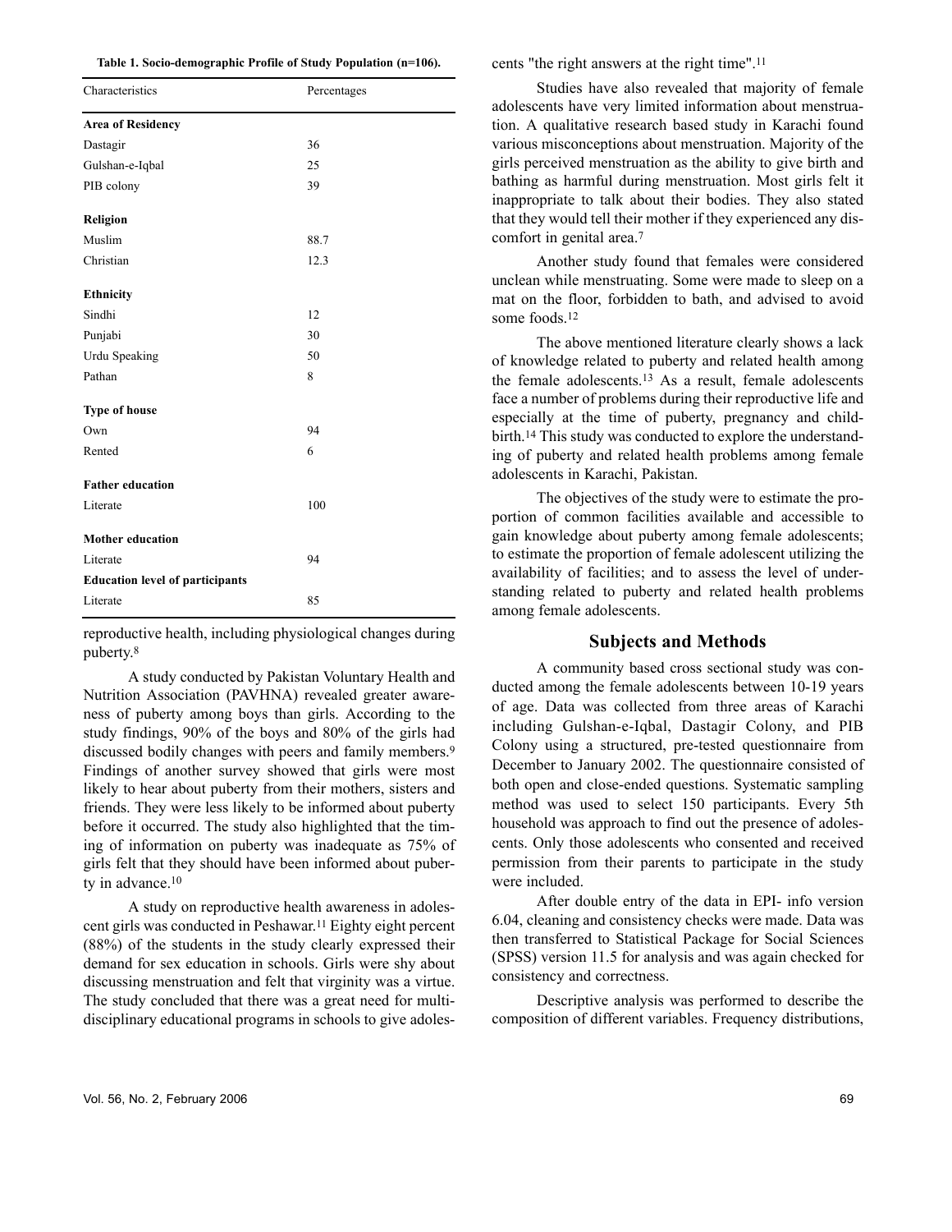**Table 1. Socio-demographic Profile of Study Population (n=106).**

| Characteristics | Percentages |
|---|---|
| **Area of Residency** | |
| Dastagir | 36 |
| Gulshan-e-Iqbal | 25 |
| PIB colony | 39 |
| **Religion** | |
| Muslim | 88.7 |
| Christian | 12.3 |
| **Ethnicity** | |
| Sindhi | 12 |
| Punjabi | 30 |
| Urdu Speaking | 50 |
| Pathan | 8 |
| **Type of house** | |
| Own | 94 |
| Rented | 6 |
| **Father education** | |
| Literate | 100 |
| **Mother education** | |
| Literate | 94 |
| **Education level of participants** | |
| Literate | 85 |

reproductive health, including physiological changes during puberty.[8]

A study conducted by Pakistan Voluntary Health and Nutrition Association (PAVHNA) revealed greater awareness of puberty among boys than girls. According to the study findings, 90% of the boys and 80% of the girls had discussed bodily changes with peers and family members.[9] Findings of another survey showed that girls were most likely to hear about puberty from their mothers, sisters and friends. They were less likely to be informed about puberty before it occurred. The study also highlighted that the timing of information on puberty was inadequate as 75% of girls felt that they should have been informed about puberty in advance.[10]

A study on reproductive health awareness in adolescent girls was conducted in Peshawar.[11] Eighty eight percent (88%) of the students in the study clearly expressed their demand for sex education in schools. Girls were shy about discussing menstruation and felt that virginity was a virtue. The study concluded that there was a great need for multidisciplinary educational programs in schools to give adolescents "the right answers at the right time".[11]

Studies have also revealed that majority of female adolescents have very limited information about menstruation. A qualitative research based study in Karachi found various misconceptions about menstruation. Majority of the girls perceived menstruation as the ability to give birth and bathing as harmful during menstruation. Most girls felt it inappropriate to talk about their bodies. They also stated that they would tell their mother if they experienced any discomfort in genital area.[7]

Another study found that females were considered unclean while menstruating. Some were made to sleep on a mat on the floor, forbidden to bath, and advised to avoid some foods.[12]

The above mentioned literature clearly shows a lack of knowledge related to puberty and related health among the female adolescents.[13] As a result, female adolescents face a number of problems during their reproductive life and especially at the time of puberty, pregnancy and childbirth.[14] This study was conducted to explore the understanding of puberty and related health problems among female adolescents in Karachi, Pakistan.

The objectives of the study were to estimate the proportion of common facilities available and accessible to gain knowledge about puberty among female adolescents; to estimate the proportion of female adolescent utilizing the availability of facilities; and to assess the level of understanding related to puberty and related health problems among female adolescents.

## Subjects and Methods

A community based cross sectional study was conducted among the female adolescents between 10-19 years of age. Data was collected from three areas of Karachi including Gulshan-e-Iqbal, Dastagir Colony, and PIB Colony using a structured, pre-tested questionnaire from December to January 2002. The questionnaire consisted of both open and close-ended questions. Systematic sampling method was used to select 150 participants. Every 5th household was approach to find out the presence of adolescents. Only those adolescents who consented and received permission from their parents to participate in the study were included.

After double entry of the data in EPI- info version 6.04, cleaning and consistency checks were made. Data was then transferred to Statistical Package for Social Sciences (SPSS) version 11.5 for analysis and was again checked for consistency and correctness.

Descriptive analysis was performed to describe the composition of different variables. Frequency distributions,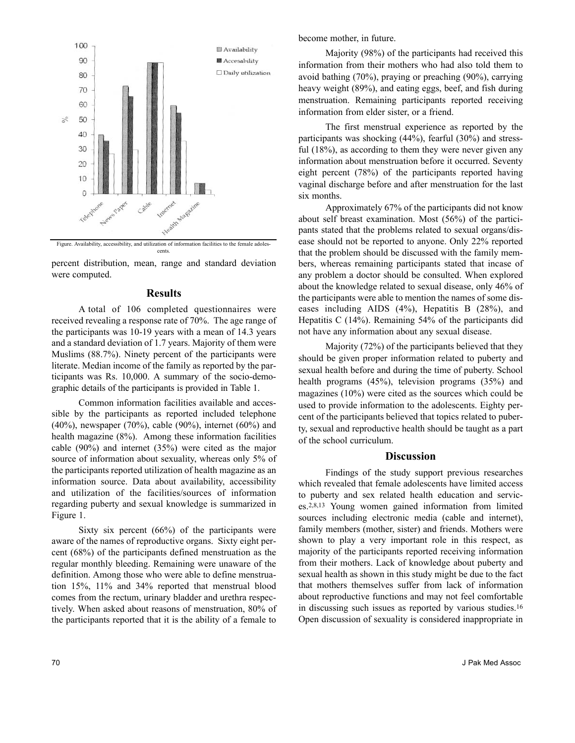100
90
80
70
60
50
40
30
20
10
0

%

Availability
Accesability
Daily utilization

Telephone
News Paper
Cable
Internet
Health Magazine

Figure. Availability, accessibility, and utilization of information facilities to the female adolescents.

percent distribution, mean, range and standard deviation were computed.

## Results

A total of 106 completed questionnaires were received revealing a response rate of 70%. The age range of the participants was 10-19 years with a mean of 14.3 years and a standard deviation of 1.7 years. Majority of them were Muslims (88.7%). Ninety percent of the participants were literate. Median income of the family as reported by the participants was Rs. 10,000. A summary of the socio-demographic details of the participants is provided in Table 1.

Common information facilities available and accessible by the participants as reported included telephone (40%), newspaper (70%), cable (90%), internet (60%) and health magazine (8%). Among these information facilities cable (90%) and internet (35%) were cited as the major source of information about sexuality, whereas only 5% of the participants reported utilization of health magazine as an information source. Data about availability, accessibility and utilization of the facilities/sources of information regarding puberty and sexual knowledge is summarized in Figure 1.

Sixty six percent (66%) of the participants were aware of the names of reproductive organs. Sixty eight percent (68%) of the participants defined menstruation as the regular monthly bleeding. Remaining were unaware of the definition. Among those who were able to define menstruation 15%, 11% and 34% reported that menstrual blood comes from the rectum, urinary bladder and urethra respectively. When asked about reasons of menstruation, 80% of the participants reported that it is the ability of a female to become mother, in future.

Majority (98%) of the participants had received this information from their mothers who had also told them to avoid bathing (70%), praying or preaching (90%), carrying heavy weight (89%), and eating eggs, beef, and fish during menstruation. Remaining participants reported receiving information from elder sister, or a friend.

The first menstrual experience as reported by the participants was shocking (44%), fearful (30%) and stressful (18%), as according to them they were never given any information about menstruation before it occurred. Seventy eight percent (78%) of the participants reported having vaginal discharge before and after menstruation for the last six months.

Approximately 67% of the participants did not know about self breast examination. Most (56%) of the participants stated that the problems related to sexual organs/disease should not be reported to anyone. Only 22% reported that the problem should be discussed with the family members, whereas remaining participants stated that incase of any problem a doctor should be consulted. When explored about the knowledge related to sexual disease, only 46% of the participants were able to mention the names of some diseases including AIDS (4%), Hepatitis B (28%), and Hepatitis C (14%). Remaining 54% of the participants did not have any information about any sexual disease.

Majority (72%) of the participants believed that they should be given proper information related to puberty and sexual health before and during the time of puberty. School health programs (45%), television programs (35%) and magazines (10%) were cited as the sources which could be used to provide information to the adolescents. Eighty percent of the participants believed that topics related to puberty, sexual and reproductive health should be taught as a part of the school curriculum.

## Discussion

Findings of the study support previous researches which revealed that female adolescents have limited access to puberty and sex related health education and services.[2,8,13] Young women gained information from limited sources including electronic media (cable and internet), family members (mother, sister) and friends. Mothers were shown to play a very important role in this respect, as majority of the participants reported receiving information from their mothers. Lack of knowledge about puberty and sexual health as shown in this study might be due to the fact that mothers themselves suffer from lack of information about reproductive functions and may not feel comfortable in discussing such issues as reported by various studies.[16] Open discussion of sexuality is considered inappropriate in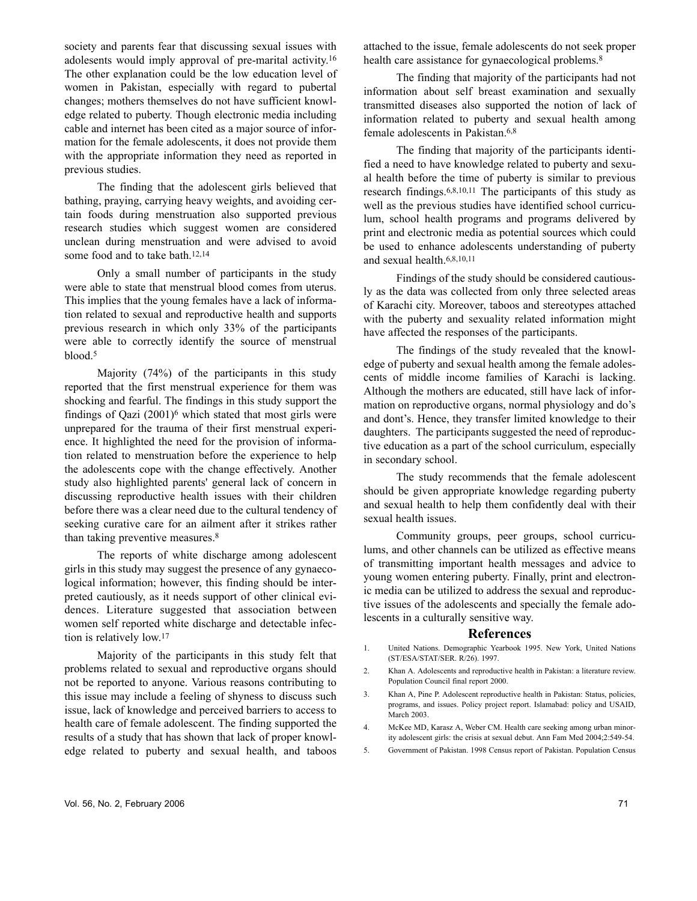society and parents fear that discussing sexual issues with adolescents would imply approval of pre-marital activity.[16] The other explanation could be the low education level of women in Pakistan, especially with regard to pubertal changes; mothers themselves do not have sufficient knowledge related to puberty. Though electronic media including cable and internet has been cited as a major source of information for the female adolescents, it does not provide them with the appropriate information they need as reported in previous studies.

The finding that the adolescent girls believed that bathing, praying, carrying heavy weights, and avoiding certain foods during menstruation also supported previous research studies which suggest women are considered unclean during menstruation and were advised to avoid some food and to take bath.[12,14]

Only a small number of participants in the study were able to state that menstrual blood comes from uterus. This implies that the young females have a lack of information related to sexual and reproductive health and supports previous research in which only 33% of the participants were able to correctly identify the source of menstrual blood.[5]

Majority (74%) of the participants in this study reported that the first menstrual experience for them was shocking and fearful. The findings in this study support the findings of Qazi (2001)[6] which stated that most girls were unprepared for the trauma of their first menstrual experience. It highlighted the need for the provision of information related to menstruation before the experience to help the adolescents cope with the change effectively. Another study also highlighted parents' general lack of concern in discussing reproductive health issues with their children before there was a clear need due to the cultural tendency of seeking curative care for an ailment after it strikes rather than taking preventive measures.[8]

The reports of white discharge among adolescent girls in this study may suggest the presence of any gynaecological information; however, this finding should be interpreted cautiously, as it needs support of other clinical evidences. Literature suggested that association between women self reported white discharge and detectable infection is relatively low.[17]

Majority of the participants in this study felt that problems related to sexual and reproductive organs should not be reported to anyone. Various reasons contributing to this issue may include a feeling of shyness to discuss such issue, lack of knowledge and perceived barriers to access to health care of female adolescent. The finding supported the results of a study that has shown that lack of proper knowledge related to puberty and sexual health, and taboos attached to the issue, female adolescents do not seek proper health care assistance for gynaecological problems.[8]

The finding that majority of the participants had not information about self breast examination and sexually transmitted diseases also supported the notion of lack of information related to puberty and sexual health among female adolescents in Pakistan.[6,8]

The finding that majority of the participants identified a need to have knowledge related to puberty and sexual health before the time of puberty is similar to previous research findings.[6,8,10,11] The participants of this study as well as the previous studies have identified school curriculum, school health programs and programs delivered by print and electronic media as potential sources which could be used to enhance adolescents understanding of puberty and sexual health.[6,8,10,11]

Findings of the study should be considered cautiously as the data was collected from only three selected areas of Karachi city. Moreover, taboos and stereotypes attached with the puberty and sexuality related information might have affected the responses of the participants.

The findings of the study revealed that the knowledge of puberty and sexual health among the female adolescents of middle income families of Karachi is lacking. Although the mothers are educated, still have lack of information on reproductive organs, normal physiology and do's and dont's. Hence, they transfer limited knowledge to their daughters. The participants suggested the need of reproductive education as a part of the school curriculum, especially in secondary school.

The study recommends that the female adolescent should be given appropriate knowledge regarding puberty and sexual health to help them confidently deal with their sexual health issues.

Community groups, peer groups, school curriculums, and other channels can be utilized as effective means of transmitting important health messages and advice to young women entering puberty. Finally, print and electronic media can be utilized to address the sexual and reproductive issues of the adolescents and specially the female adolescents in a culturally sensitive way.

## References

1. United Nations. Demographic Yearbook 1995. New York, United Nations (ST/ESA/STAT/SER. R/26). 1997.
2. Khan A. Adolescents and reproductive health in Pakistan: a literature review. Population Council final report 2000.
3. Khan A, Pine P. Adolescent reproductive health in Pakistan: Status, policies, programs, and issues. Policy project report. Islamabad: policy and USAID, March 2003.
4. McKee MD, Karasz A, Weber CM. Health care seeking among urban minority adolescent girls: the crisis at sexual debut. Ann Fam Med 2004;2:549-54.
5. Government of Pakistan. 1998 Census report of Pakistan. Population Census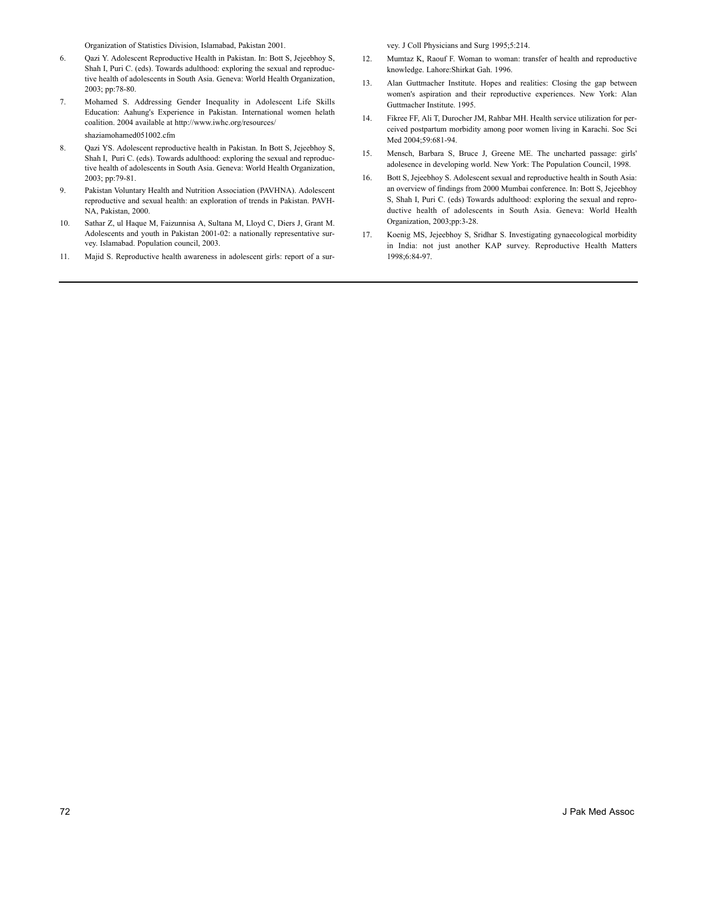Organization of Statistics Division, Islamabad, Pakistan 2001.

6. Qazi Y. Adolescent Reproductive Health in Pakistan. In: Bott S, Jejeebhoy S, Shah I, Puri C. (eds). Towards adulthood: exploring the sexual and reproductive health of adolescents in South Asia. Geneva: World Health Organization, 2003; pp:78-80.
7. Mohamed S. Addressing Gender Inequality in Adolescent Life Skills Education: Aahung's Experience in Pakistan. International women helath coalition. 2004 available at http://www.iwhc.org/resources/shaziamohamed051002.cfm
8. Qazi YS. Adolescent reproductive health in Pakistan. In Bott S, Jejeebhoy S, Shah I, Puri C. (eds). Towards adulthood: exploring the sexual and reproductive health of adolescents in South Asia. Geneva: World Health Organization, 2003; pp:79-81.
9. Pakistan Voluntary Health and Nutrition Association (PAVHNA). Adolescent reproductive and sexual health: an exploration of trends in Pakistan. PAVHNA, Pakistan, 2000.
10. Sathar Z, ul Haque M, Faizunnisa A, Sultana M, Lloyd C, Diers J, Grant M. Adolescents and youth in Pakistan 2001-02: a nationally representative survey. Islamabad. Population council, 2003.
11. Majid S. Reproductive health awareness in adolescent girls: report of a survey. J Coll Physicians and Surg 1995;5:214.
12. Mumtaz K, Raouf F. Woman to woman: transfer of health and reproductive knowledge. Lahore:Shirkat Gah. 1996.
13. Alan Guttmacher Institute. Hopes and realities: Closing the gap between women's aspiration and their reproductive experiences. New York: Alan Guttmacher Institute. 1995.
14. Fikree FF, Ali T, Durocher JM, Rahbar MH. Health service utilization for perceived postpartum morbidity among poor women living in Karachi. Soc Sci Med 2004;59:681-94.
15. Mensch, Barbara S, Bruce J, Greene ME. The uncharted passage: girls' adolesence in developing world. New York: The Population Council, 1998.
16. Bott S, Jejeebhoy S. Adolescent sexual and reproductive health in South Asia: an overview of findings from 2000 Mumbai conference. In: Bott S, Jejeebhoy S, Shah I, Puri C. (eds) Towards adulthood: exploring the sexual and reproductive health of adolescents in South Asia. Geneva: World Health Organization, 2003;pp:3-28.
17. Koenig MS, Jejeebhoy S, Sridhar S. Investigating gynaecological morbidity in India: not just another KAP survey. Reproductive Health Matters 1998;6:84-97.